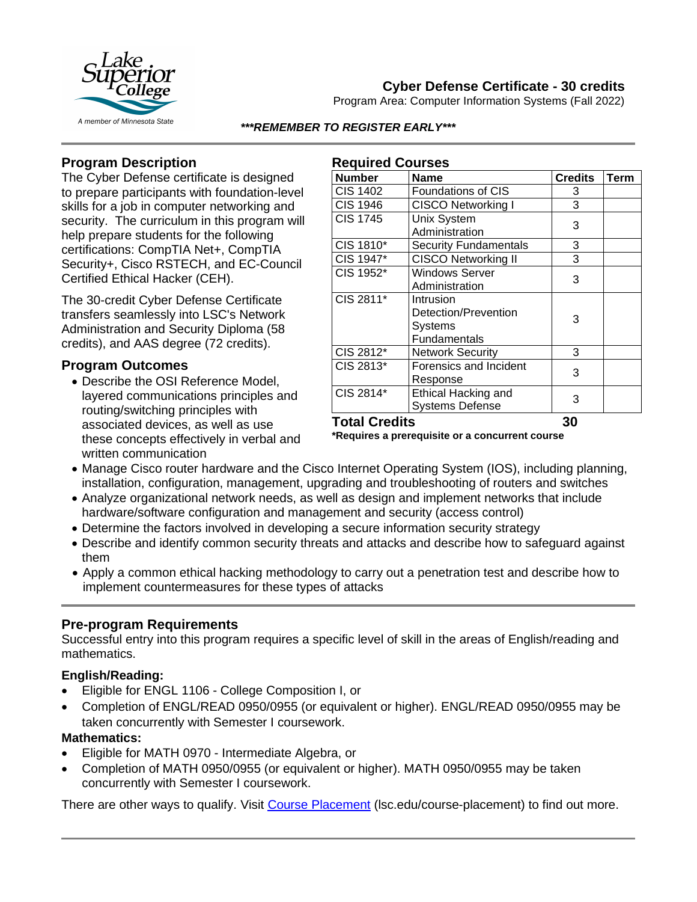# Cyber Defense Certificate - 30 credits

Program Area: Computer Information Systems (Fall 2022)

***REMEMBER TO REGISTER EARLY***

## Program Description

The Cyber Defense certificate is designed to prepare participants with foundation-level skills for a job in computer networking and security. The curriculum in this program will help prepare students for the following certifications: CompTIA Net+, CompTIA Security+, Cisco RSTECH, and EC-Council Certified Ethical Hacker (CEH).

The 30-credit Cyber Defense Certificate transfers seamlessly into LSC's Network Administration and Security Diploma (58 credits), and AAS degree (72 credits).

## Required Courses

| Number | Name | Credits | Term |
|---|---|---|---|
| CIS 1402 | Foundations of CIS | 3 | |
| CIS 1946 | CISCO Networking I | 3 | |
| CIS 1745 | Unix System Administration | 3 | |
| CIS 1810* | Security Fundamentals | 3 | |
| CIS 1947* | CISCO Networking II | 3 | |
| CIS 1952* | Windows Server Administration | 3 | |
| CIS 2811* | Intrusion Detection/Prevention Systems Fundamentals | 3 | |
| CIS 2812* | Network Security | 3 | |
| CIS 2813* | Forensics and Incident Response | 3 | |
| CIS 2814* | Ethical Hacking and Systems Defense | 3 | |
| **Total Credits** | | **30** | |

***Requires a prerequisite or a concurrent course**

## Program Outcomes

- Describe the OSI Reference Model, layered communications principles and routing/switching principles with associated devices, as well as use these concepts effectively in verbal and written communication
- Manage Cisco router hardware and the Cisco Internet Operating System (IOS), including planning, installation, configuration, management, upgrading and troubleshooting of routers and switches
- Analyze organizational network needs, as well as design and implement networks that include hardware/software configuration and management and security (access control)
- Determine the factors involved in developing a secure information security strategy
- Describe and identify common security threats and attacks and describe how to safeguard against them
- Apply a common ethical hacking methodology to carry out a penetration test and describe how to implement countermeasures for these types of attacks

## Pre-program Requirements

Successful entry into this program requires a specific level of skill in the areas of English/reading and mathematics.

### English/Reading:

- Eligible for ENGL 1106 - College Composition I, or
- Completion of ENGL/READ 0950/0955 (or equivalent or higher). ENGL/READ 0950/0955 may be taken concurrently with Semester I coursework.

### Mathematics:

- Eligible for MATH 0970 - Intermediate Algebra, or
- Completion of MATH 0950/0955 (or equivalent or higher). MATH 0950/0955 may be taken concurrently with Semester I coursework.

There are other ways to qualify. Visit [Course Placement](lsc.edu/course-placement) (lsc.edu/course-placement) to find out more.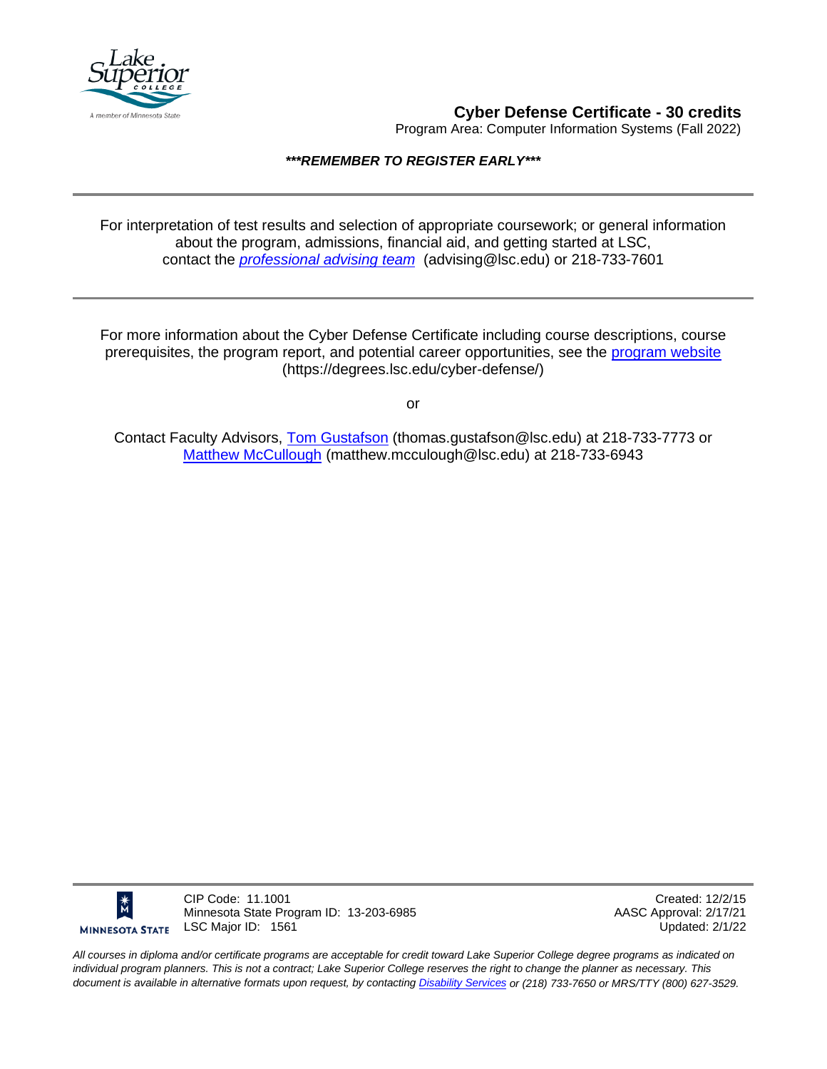# Cyber Defense Certificate - 30 credits

Program Area: Computer Information Systems (Fall 2022)

***\*\*\*REMEMBER TO REGISTER EARLY\*\*\****

---

For interpretation of test results and selection of appropriate coursework; or general information about the program, admissions, financial aid, and getting started at LSC, contact the *professional advising team* (advising@lsc.edu) or 218-733-7601

---

For more information about the Cyber Defense Certificate including course descriptions, course prerequisites, the program report, and potential career opportunities, see the program website (https://degrees.lsc.edu/cyber-defense/)

or

Contact Faculty Advisors, Tom Gustafson (thomas.gustafson@lsc.edu) at 218-733-7773 or Matthew McCullough (matthew.mcculough@lsc.edu) at 218-733-6943

---

CIP Code: 11.1001
Minnesota State Program ID: 13-203-6985
LSC Major ID: 1561

Created: 12/2/15
AASC Approval: 2/17/21
Updated: 2/1/22

*All courses in diploma and/or certificate programs are acceptable for credit toward Lake Superior College degree programs as indicated on individual program planners. This is not a contract; Lake Superior College reserves the right to change the planner as necessary. This document is available in alternative formats upon request, by contacting Disability Services or (218) 733-7650 or MRS/TTY (800) 627-3529.*